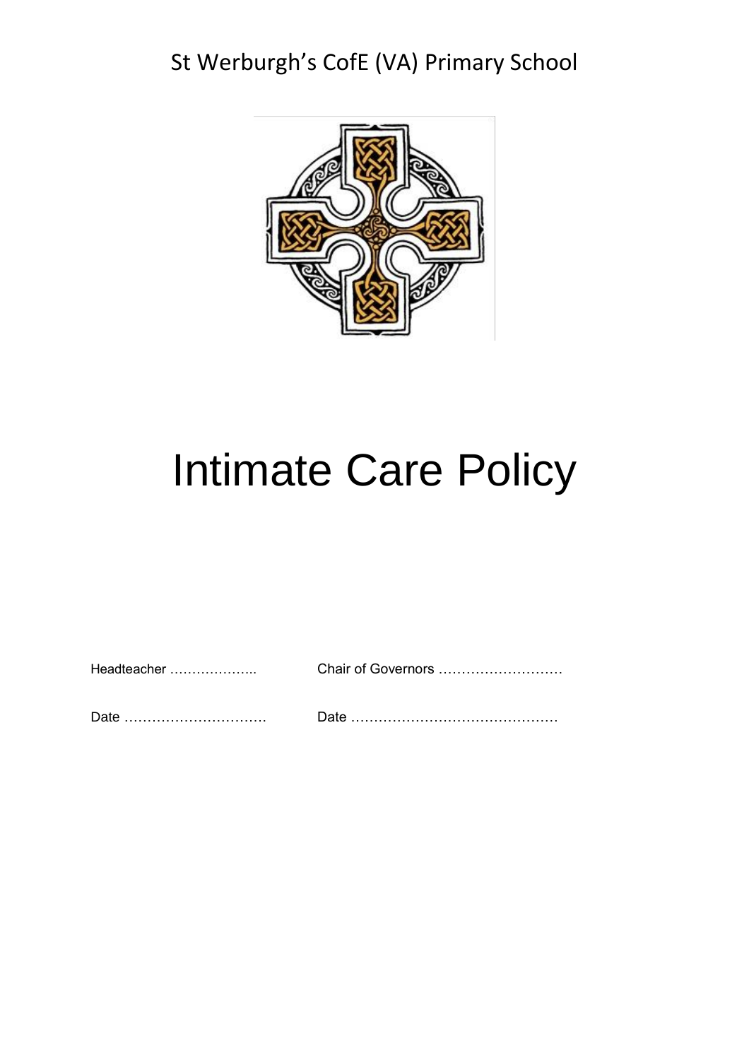St Werburgh's CofE (VA) Primary School

# Intimate Care Policy

Headteacher ………………..    Chair of Governors ………………………

Date …………………………    Date ………………………………………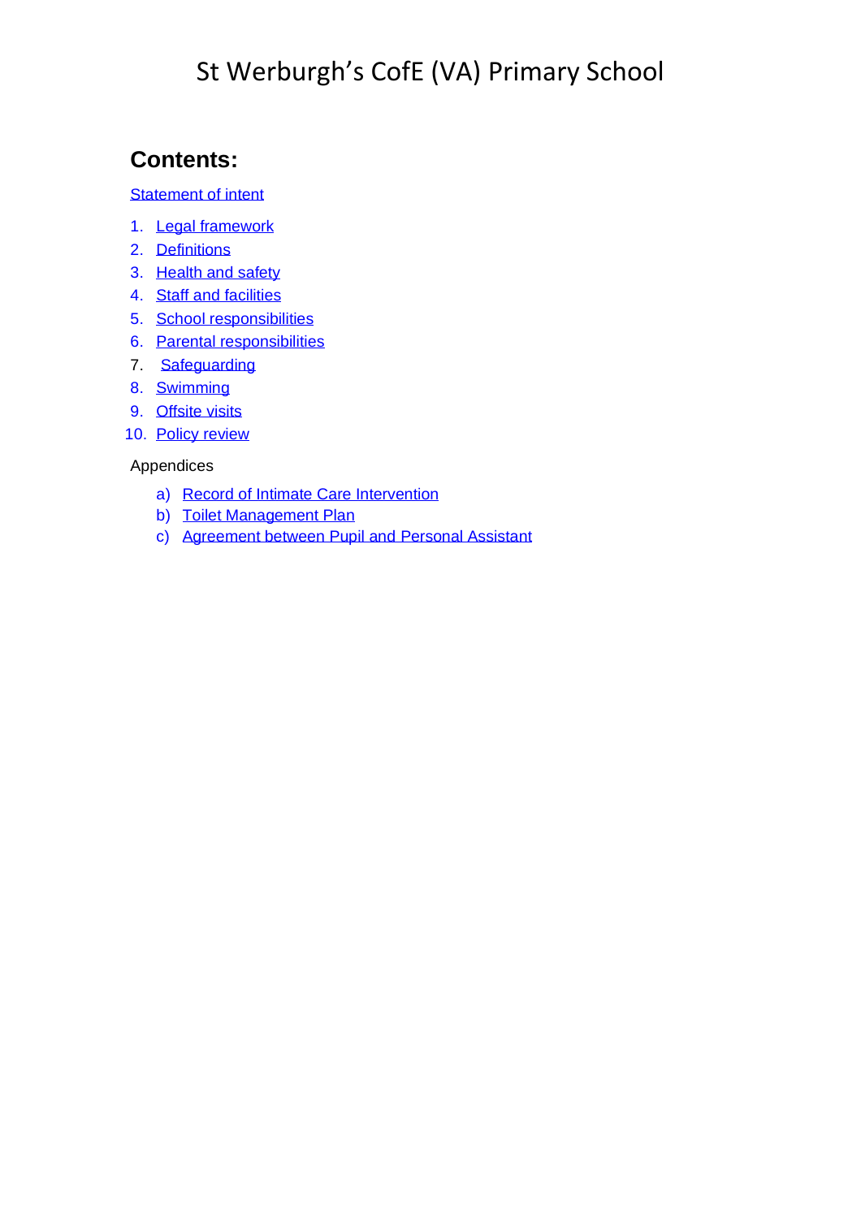# St Werburgh's CofE (VA) Primary School

## Contents:

Statement of intent

1. Legal framework
2. Definitions
3. Health and safety
4. Staff and facilities
5. School responsibilities
6. Parental responsibilities
7. Safeguarding
8. Swimming
9. Offsite visits
10. Policy review

Appendices

a) Record of Intimate Care Intervention
b) Toilet Management Plan
c) Agreement between Pupil and Personal Assistant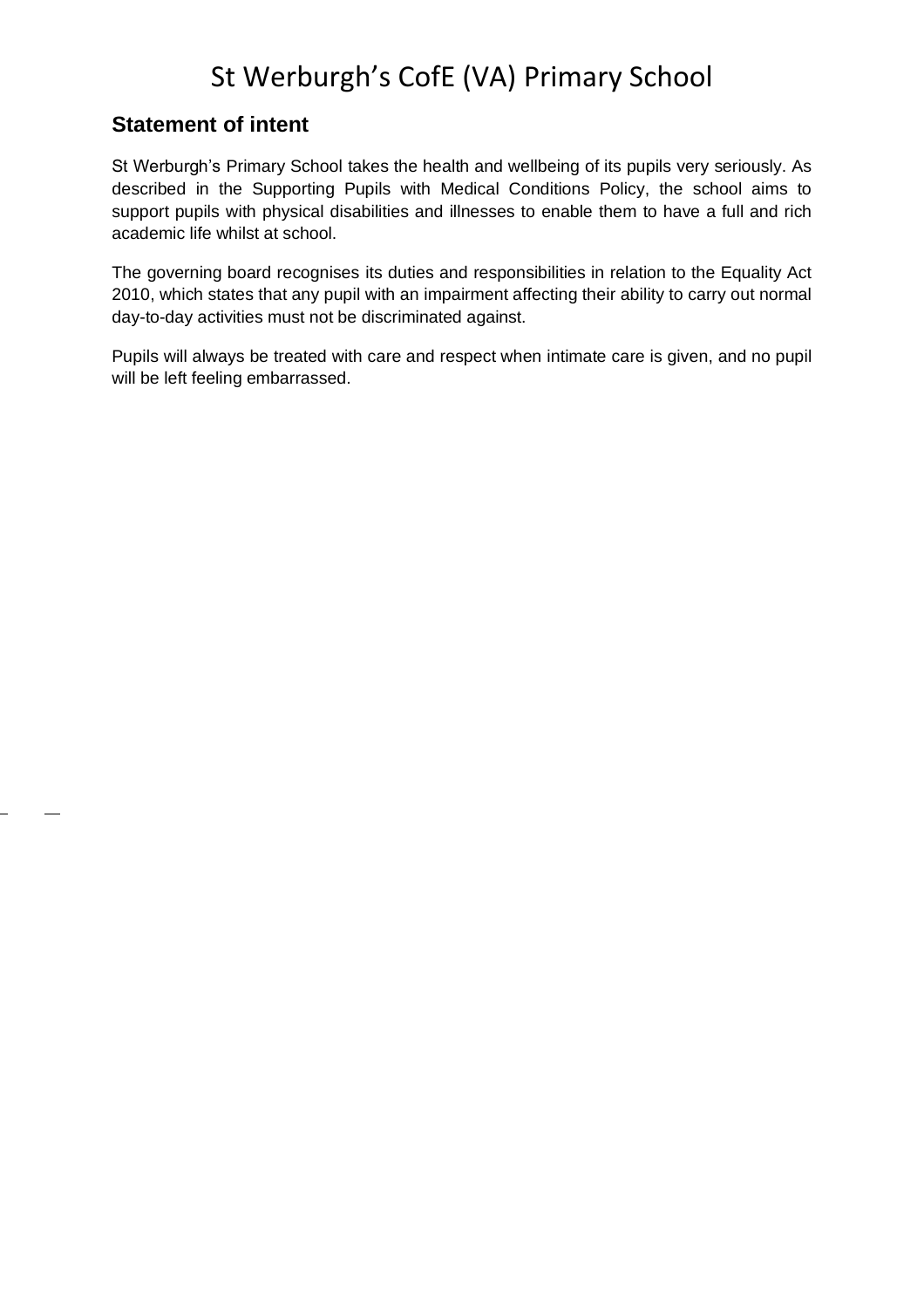# St Werburgh's CofE (VA) Primary School

## Statement of intent

St Werburgh's Primary School takes the health and wellbeing of its pupils very seriously. As described in the Supporting Pupils with Medical Conditions Policy, the school aims to support pupils with physical disabilities and illnesses to enable them to have a full and rich academic life whilst at school.

The governing board recognises its duties and responsibilities in relation to the Equality Act 2010, which states that any pupil with an impairment affecting their ability to carry out normal day-to-day activities must not be discriminated against.

Pupils will always be treated with care and respect when intimate care is given, and no pupil will be left feeling embarrassed.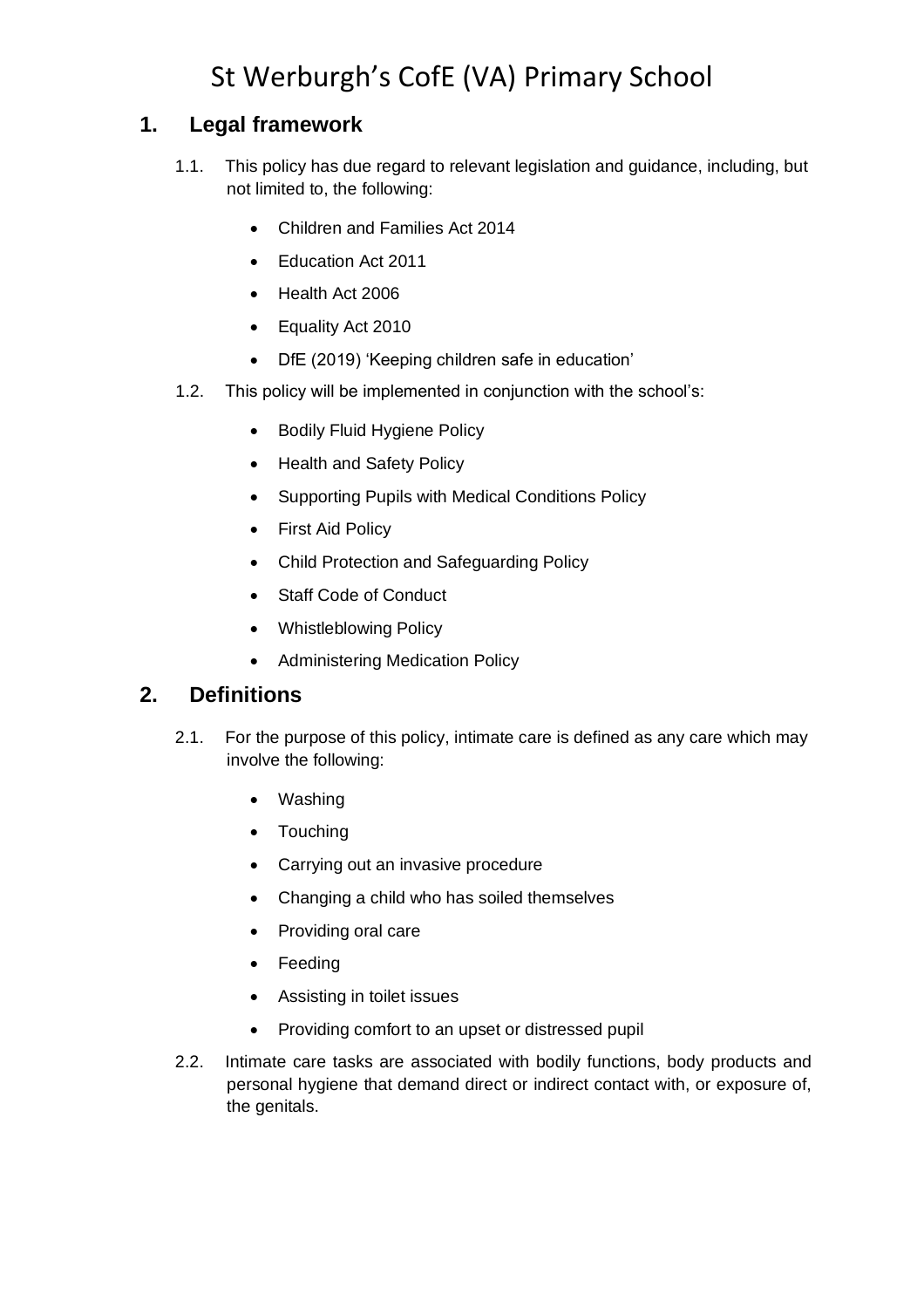## 1. Legal framework

1.1. This policy has due regard to relevant legislation and guidance, including, but not limited to, the following:

- Children and Families Act 2014
- Education Act 2011
- Health Act 2006
- Equality Act 2010
- DfE (2019) 'Keeping children safe in education'

1.2. This policy will be implemented in conjunction with the school's:

- Bodily Fluid Hygiene Policy
- Health and Safety Policy
- Supporting Pupils with Medical Conditions Policy
- First Aid Policy
- Child Protection and Safeguarding Policy
- Staff Code of Conduct
- Whistleblowing Policy
- Administering Medication Policy

## 2. Definitions

2.1. For the purpose of this policy, intimate care is defined as any care which may involve the following:

- Washing
- Touching
- Carrying out an invasive procedure
- Changing a child who has soiled themselves
- Providing oral care
- Feeding
- Assisting in toilet issues
- Providing comfort to an upset or distressed pupil

2.2. Intimate care tasks are associated with bodily functions, body products and personal hygiene that demand direct or indirect contact with, or exposure of, the genitals.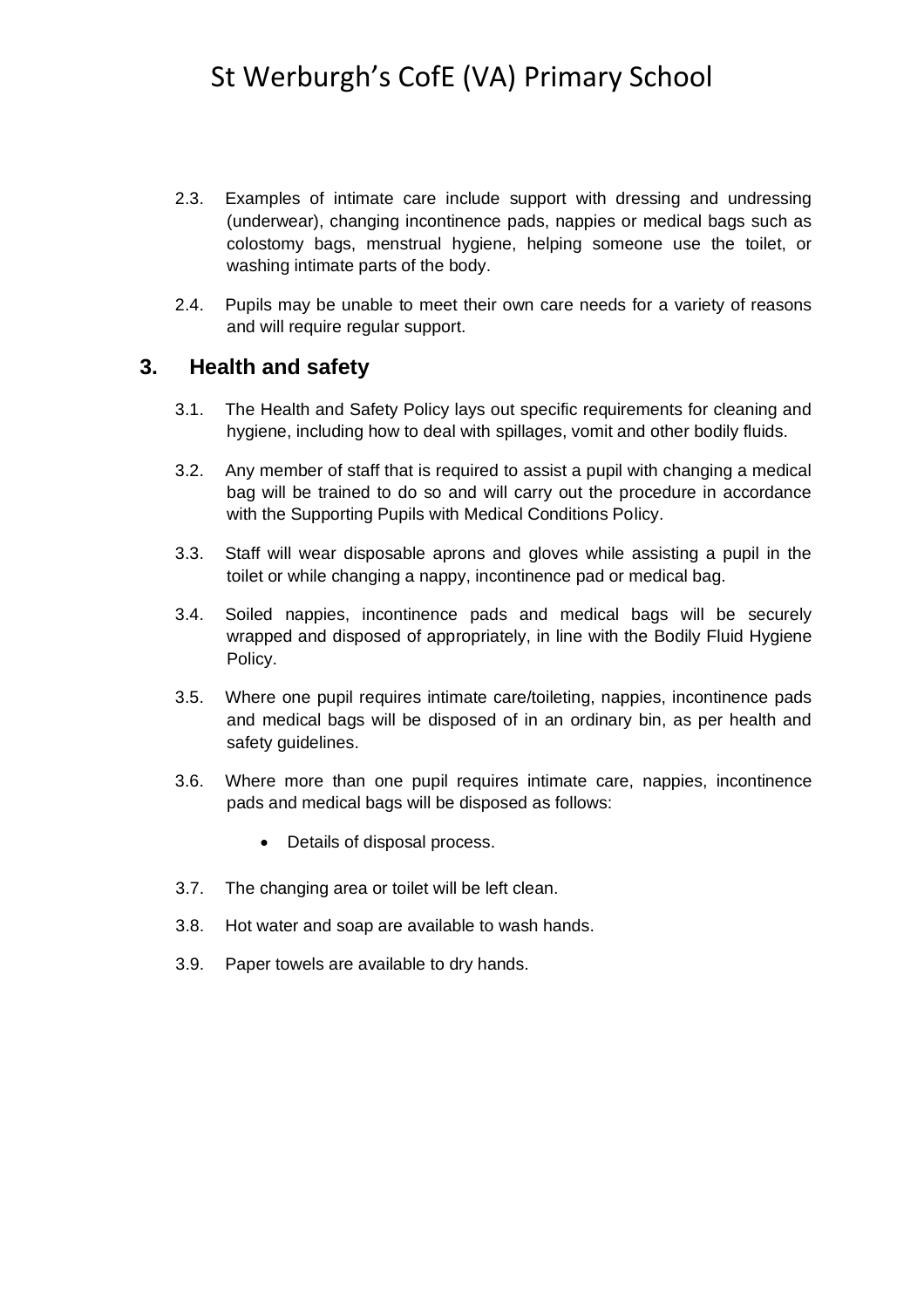2.3. Examples of intimate care include support with dressing and undressing (underwear), changing incontinence pads, nappies or medical bags such as colostomy bags, menstrual hygiene, helping someone use the toilet, or washing intimate parts of the body.

2.4. Pupils may be unable to meet their own care needs for a variety of reasons and will require regular support.

## 3. Health and safety

3.1. The Health and Safety Policy lays out specific requirements for cleaning and hygiene, including how to deal with spillages, vomit and other bodily fluids.

3.2. Any member of staff that is required to assist a pupil with changing a medical bag will be trained to do so and will carry out the procedure in accordance with the Supporting Pupils with Medical Conditions Policy.

3.3. Staff will wear disposable aprons and gloves while assisting a pupil in the toilet or while changing a nappy, incontinence pad or medical bag.

3.4. Soiled nappies, incontinence pads and medical bags will be securely wrapped and disposed of appropriately, in line with the Bodily Fluid Hygiene Policy.

3.5. Where one pupil requires intimate care/toileting, nappies, incontinence pads and medical bags will be disposed of in an ordinary bin, as per health and safety guidelines.

3.6. Where more than one pupil requires intimate care, nappies, incontinence pads and medical bags will be disposed as follows:

- Details of disposal process.

3.7. The changing area or toilet will be left clean.

3.8. Hot water and soap are available to wash hands.

3.9. Paper towels are available to dry hands.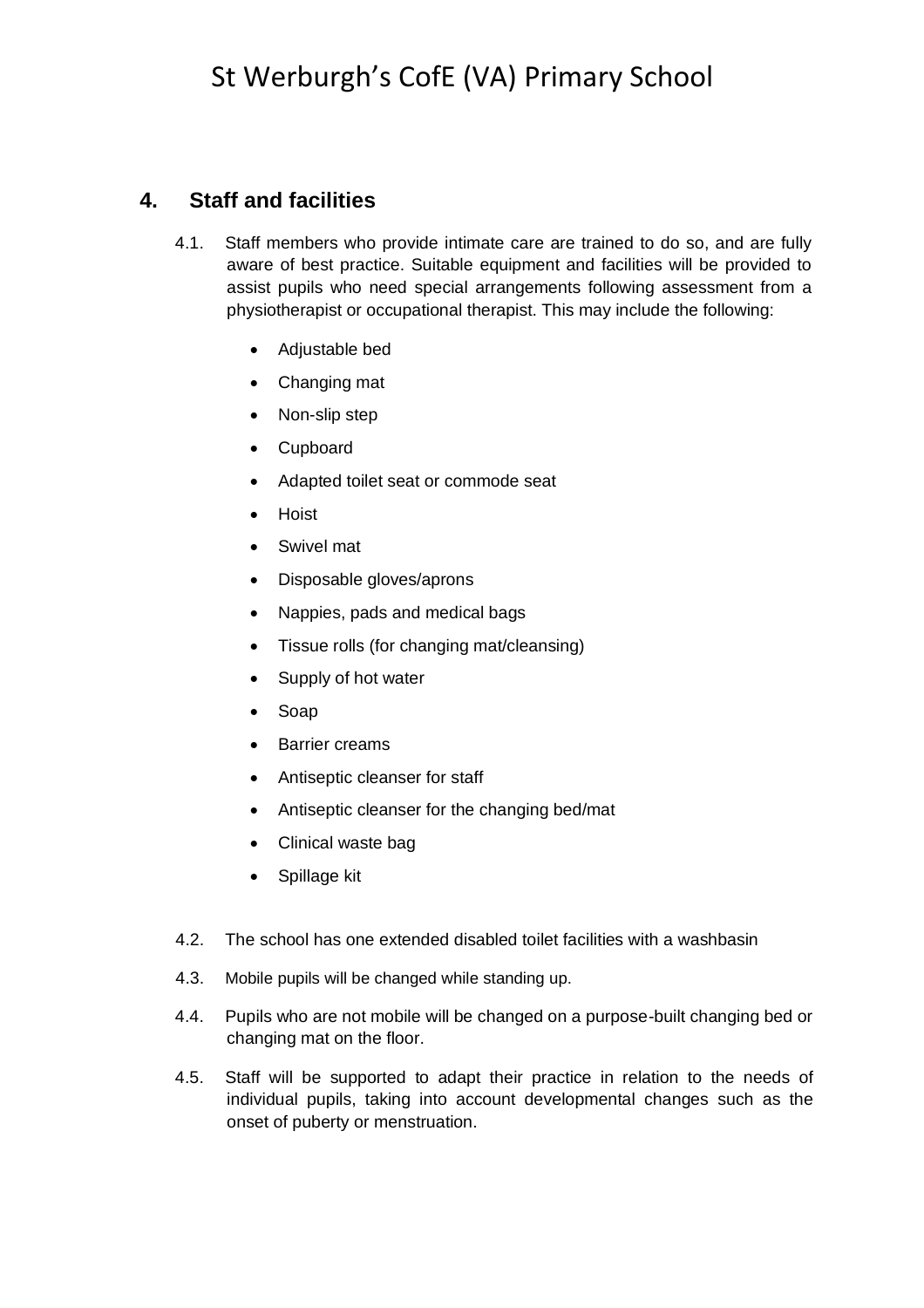## 4. Staff and facilities

4.1. Staff members who provide intimate care are trained to do so, and are fully aware of best practice. Suitable equipment and facilities will be provided to assist pupils who need special arrangements following assessment from a physiotherapist or occupational therapist. This may include the following:

- Adjustable bed
- Changing mat
- Non-slip step
- Cupboard
- Adapted toilet seat or commode seat
- Hoist
- Swivel mat
- Disposable gloves/aprons
- Nappies, pads and medical bags
- Tissue rolls (for changing mat/cleansing)
- Supply of hot water
- Soap
- Barrier creams
- Antiseptic cleanser for staff
- Antiseptic cleanser for the changing bed/mat
- Clinical waste bag
- Spillage kit

4.2. The school has one extended disabled toilet facilities with a washbasin

4.3. Mobile pupils will be changed while standing up.

4.4. Pupils who are not mobile will be changed on a purpose-built changing bed or changing mat on the floor.

4.5. Staff will be supported to adapt their practice in relation to the needs of individual pupils, taking into account developmental changes such as the onset of puberty or menstruation.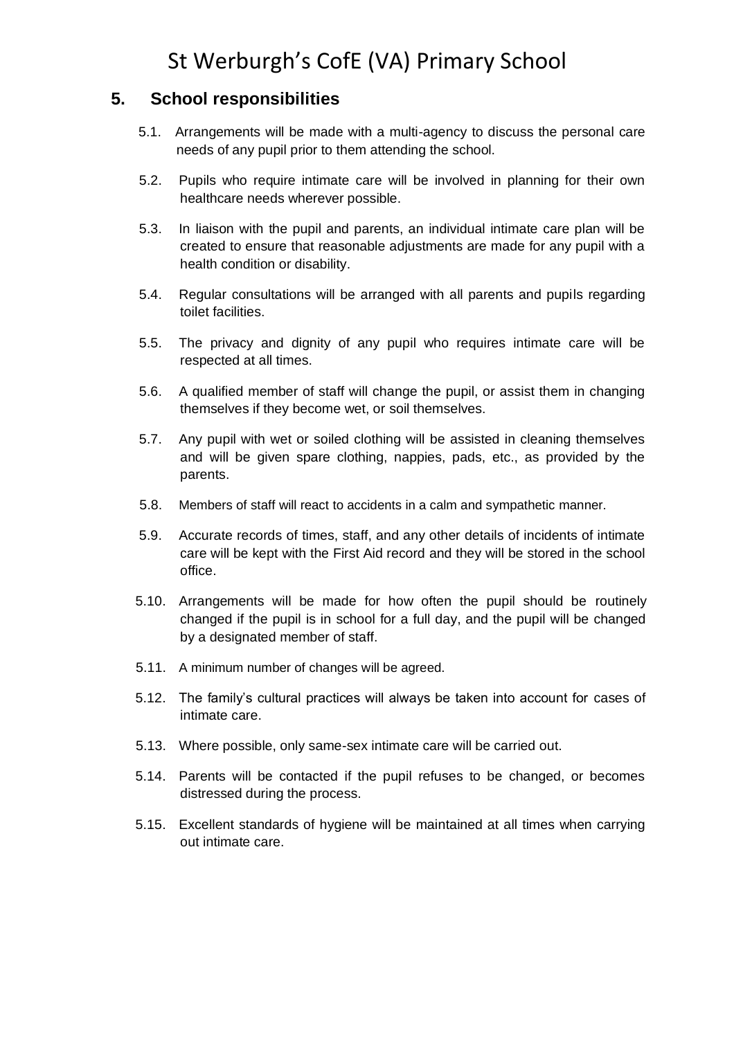## 5. School responsibilities

5.1. Arrangements will be made with a multi-agency to discuss the personal care needs of any pupil prior to them attending the school.

5.2. Pupils who require intimate care will be involved in planning for their own healthcare needs wherever possible.

5.3. In liaison with the pupil and parents, an individual intimate care plan will be created to ensure that reasonable adjustments are made for any pupil with a health condition or disability.

5.4. Regular consultations will be arranged with all parents and pupils regarding toilet facilities.

5.5. The privacy and dignity of any pupil who requires intimate care will be respected at all times.

5.6. A qualified member of staff will change the pupil, or assist them in changing themselves if they become wet, or soil themselves.

5.7. Any pupil with wet or soiled clothing will be assisted in cleaning themselves and will be given spare clothing, nappies, pads, etc., as provided by the parents.

5.8. Members of staff will react to accidents in a calm and sympathetic manner.

5.9. Accurate records of times, staff, and any other details of incidents of intimate care will be kept with the First Aid record and they will be stored in the school office.

5.10. Arrangements will be made for how often the pupil should be routinely changed if the pupil is in school for a full day, and the pupil will be changed by a designated member of staff.

5.11. A minimum number of changes will be agreed.

5.12. The family's cultural practices will always be taken into account for cases of intimate care.

5.13. Where possible, only same-sex intimate care will be carried out.

5.14. Parents will be contacted if the pupil refuses to be changed, or becomes distressed during the process.

5.15. Excellent standards of hygiene will be maintained at all times when carrying out intimate care.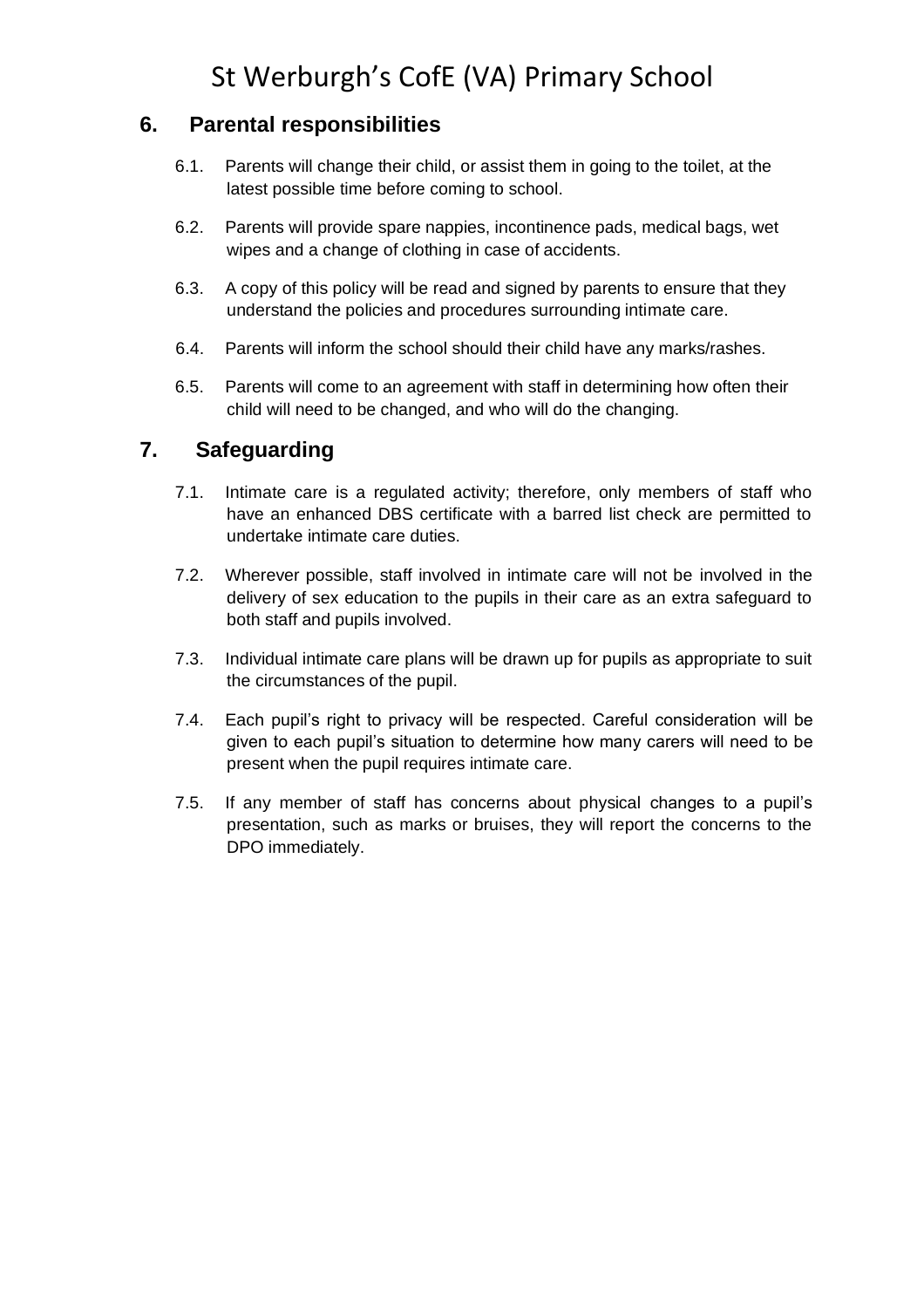## 6. Parental responsibilities

6.1. Parents will change their child, or assist them in going to the toilet, at the latest possible time before coming to school.

6.2. Parents will provide spare nappies, incontinence pads, medical bags, wet wipes and a change of clothing in case of accidents.

6.3. A copy of this policy will be read and signed by parents to ensure that they understand the policies and procedures surrounding intimate care.

6.4. Parents will inform the school should their child have any marks/rashes.

6.5. Parents will come to an agreement with staff in determining how often their child will need to be changed, and who will do the changing.

## 7. Safeguarding

7.1. Intimate care is a regulated activity; therefore, only members of staff who have an enhanced DBS certificate with a barred list check are permitted to undertake intimate care duties.

7.2. Wherever possible, staff involved in intimate care will not be involved in the delivery of sex education to the pupils in their care as an extra safeguard to both staff and pupils involved.

7.3. Individual intimate care plans will be drawn up for pupils as appropriate to suit the circumstances of the pupil.

7.4. Each pupil's right to privacy will be respected. Careful consideration will be given to each pupil's situation to determine how many carers will need to be present when the pupil requires intimate care.

7.5. If any member of staff has concerns about physical changes to a pupil's presentation, such as marks or bruises, they will report the concerns to the DPO immediately.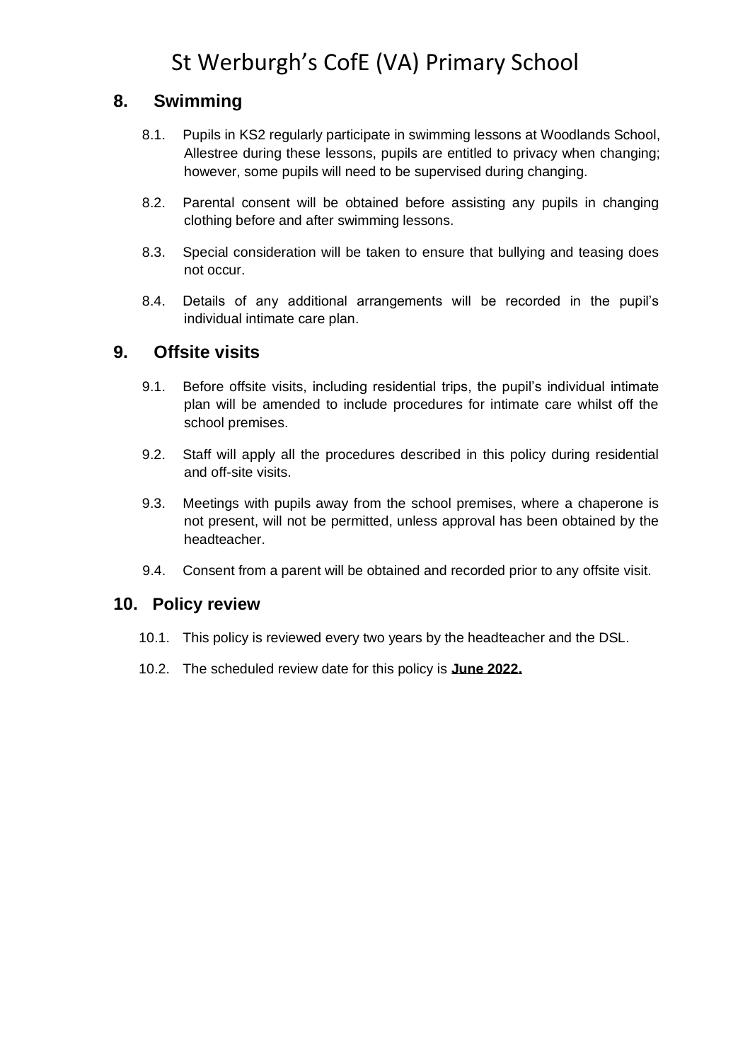## 8. Swimming

8.1. Pupils in KS2 regularly participate in swimming lessons at Woodlands School, Allestree during these lessons, pupils are entitled to privacy when changing; however, some pupils will need to be supervised during changing.

8.2. Parental consent will be obtained before assisting any pupils in changing clothing before and after swimming lessons.

8.3. Special consideration will be taken to ensure that bullying and teasing does not occur.

8.4. Details of any additional arrangements will be recorded in the pupil's individual intimate care plan.

## 9. Offsite visits

9.1. Before offsite visits, including residential trips, the pupil's individual intimate plan will be amended to include procedures for intimate care whilst off the school premises.

9.2. Staff will apply all the procedures described in this policy during residential and off-site visits.

9.3. Meetings with pupils away from the school premises, where a chaperone is not present, will not be permitted, unless approval has been obtained by the headteacher.

9.4. Consent from a parent will be obtained and recorded prior to any offsite visit.

## 10. Policy review

10.1. This policy is reviewed every two years by the headteacher and the DSL.

10.2. The scheduled review date for this policy is **June 2022.**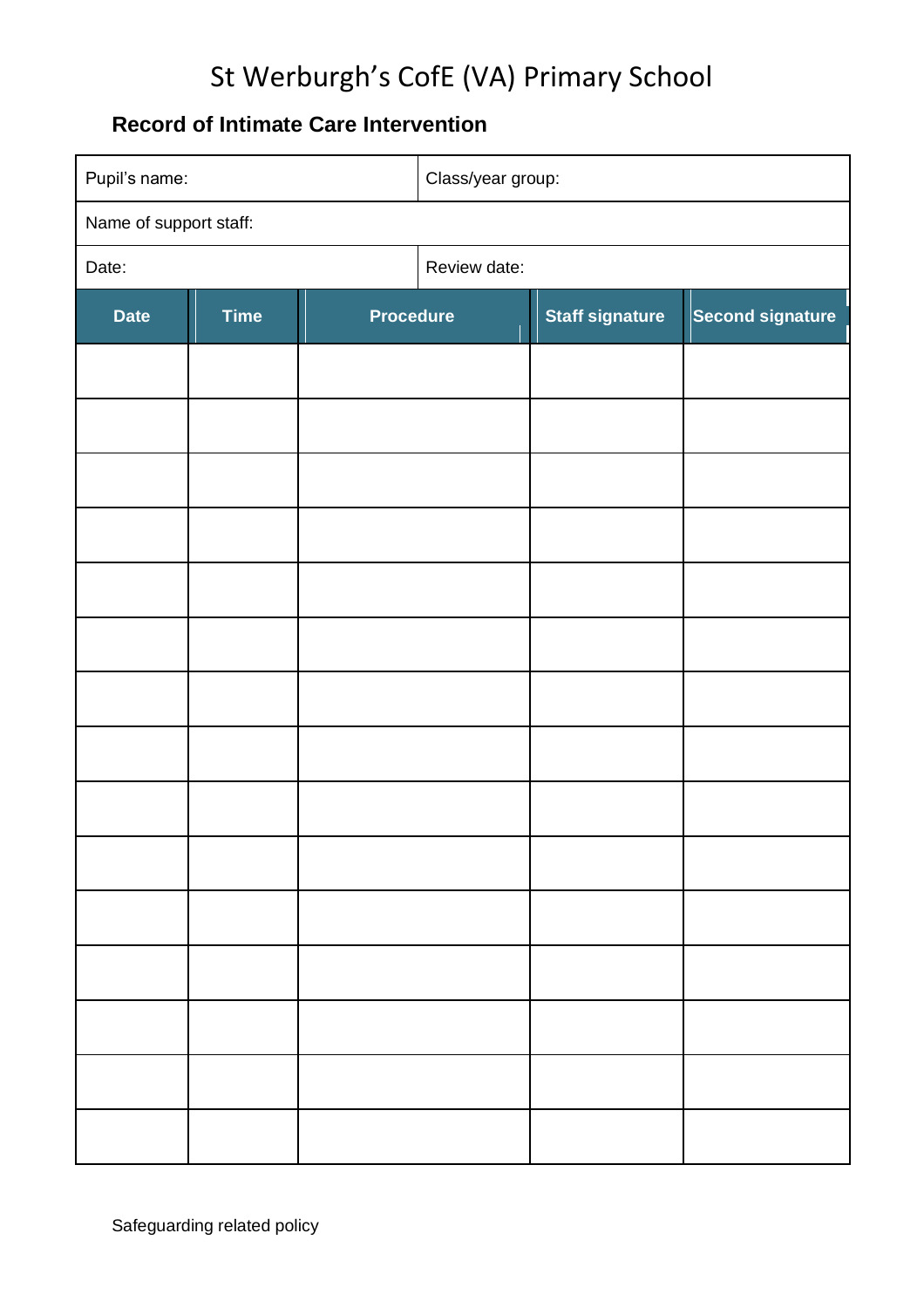# St Werburgh's CofE (VA) Primary School

## Record of Intimate Care Intervention

| | |
|---|---|
| Pupil's name: | Class/year group: |
| Name of support staff: | |
| Date: | Review date: |

| Date | Time | Procedure | Staff signature | Second signature |
|---|---|---|---|---|
| | | | | |
| | | | | |
| | | | | |
| | | | | |
| | | | | |
| | | | | |
| | | | | |
| | | | | |
| | | | | |
| | | | | |
| | | | | |
| | | | | |
| | | | | |
| | | | | |
| | | | | |

Safeguarding related policy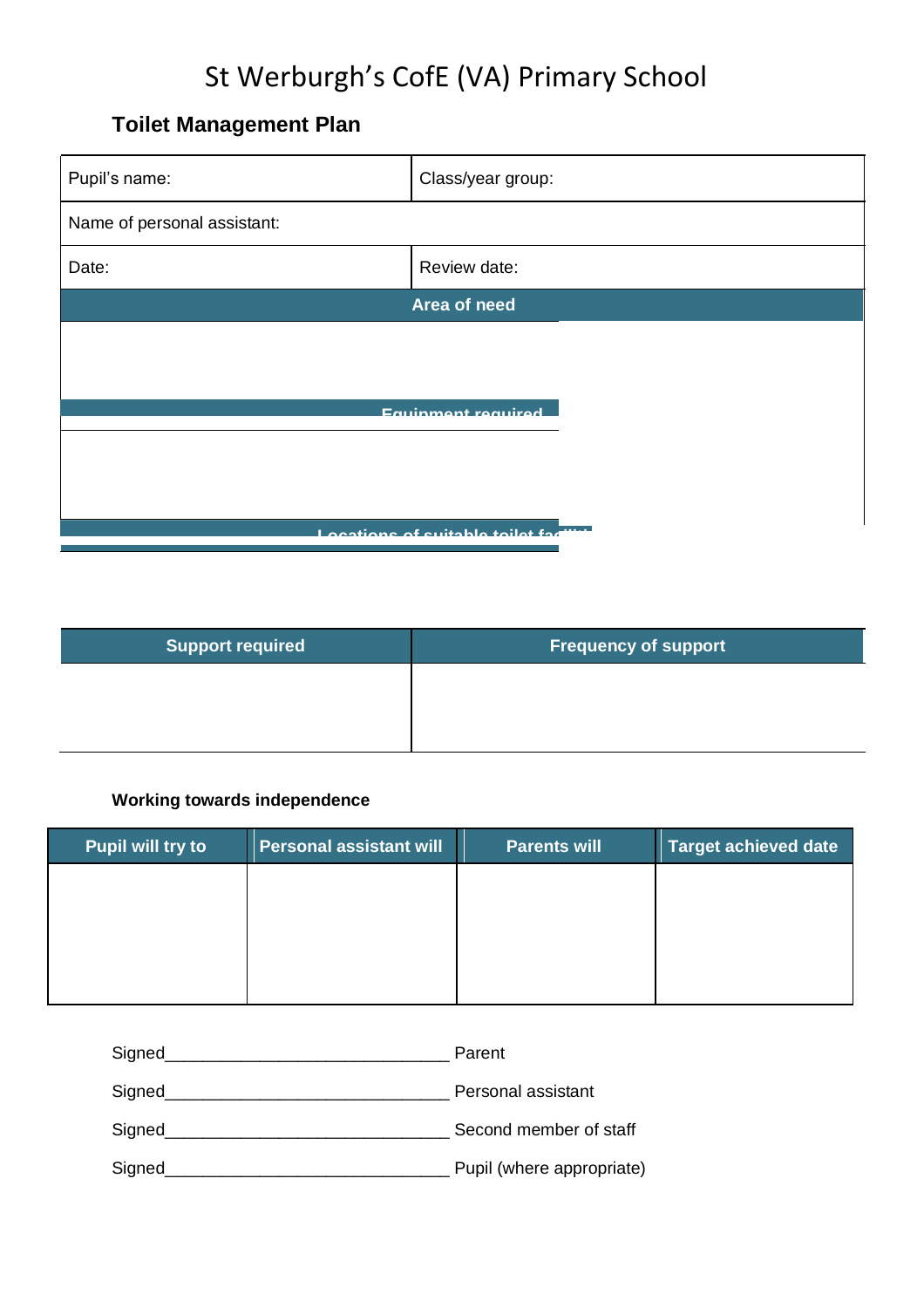# St Werburgh's CofE (VA) Primary School

## Toilet Management Plan

| | |
|---|---|
| Pupil's name: | Class/year group: |
| Name of personal assistant: | |
| Date: | Review date: |

| Area of need |
|---|
| |

| Equipment required |
|---|
| |

| Locations of suitable toilet facilities |
|---|
| |

| Support required | Frequency of support |
|---|---|
| | |

**Working towards independence**

| Pupil will try to | Personal assistant will | Parents will | Target achieved date |
|---|---|---|---|
| | | | |

Signed______________________________ Parent

Signed______________________________ Personal assistant

Signed______________________________ Second member of staff

Signed______________________________ Pupil (where appropriate)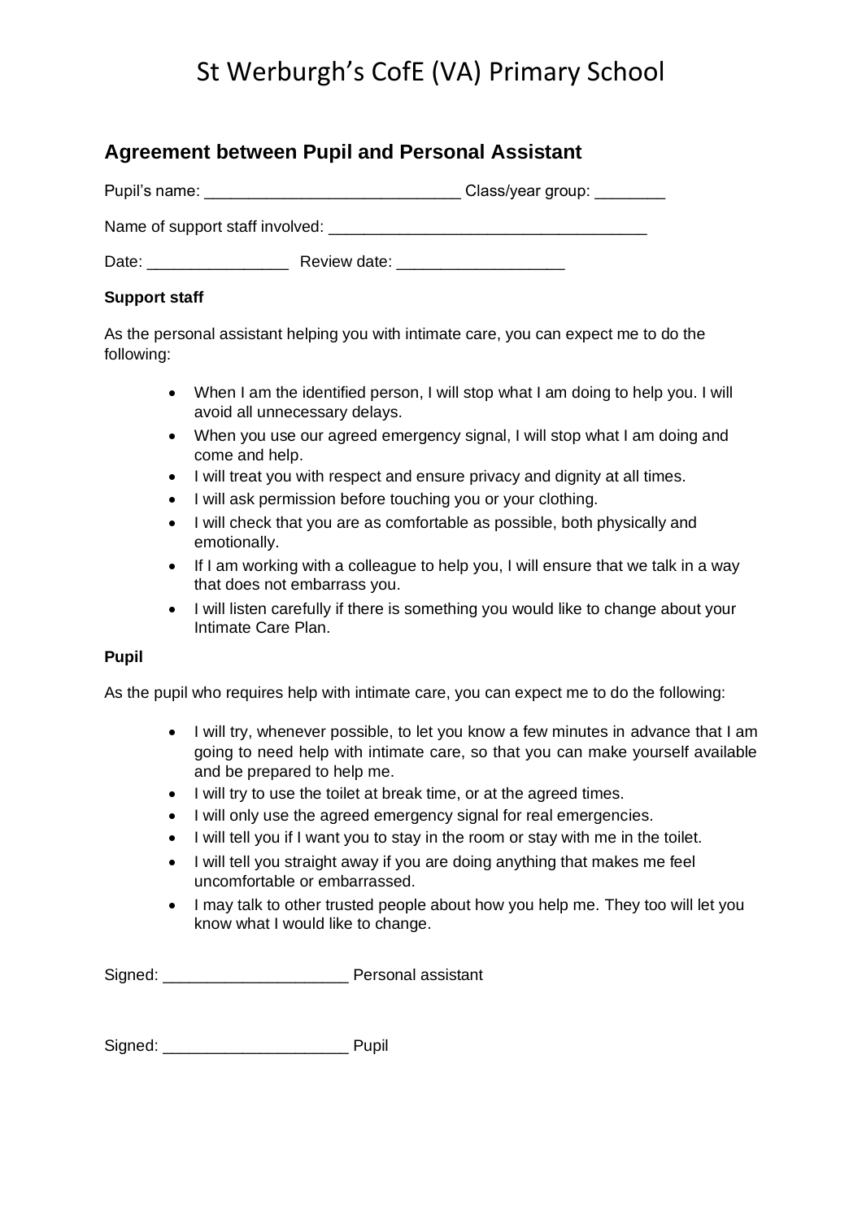# St Werburgh's CofE (VA) Primary School

## Agreement between Pupil and Personal Assistant

Pupil's name: ____________________________ Class/year group: ________

Name of support staff involved: ___________________________________

Date: ________________ Review date: ___________________

**Support staff**

As the personal assistant helping you with intimate care, you can expect me to do the following:

- When I am the identified person, I will stop what I am doing to help you. I will avoid all unnecessary delays.
- When you use our agreed emergency signal, I will stop what I am doing and come and help.
- I will treat you with respect and ensure privacy and dignity at all times.
- I will ask permission before touching you or your clothing.
- I will check that you are as comfortable as possible, both physically and emotionally.
- If I am working with a colleague to help you, I will ensure that we talk in a way that does not embarrass you.
- I will listen carefully if there is something you would like to change about your Intimate Care Plan.

**Pupil**

As the pupil who requires help with intimate care, you can expect me to do the following:

- I will try, whenever possible, to let you know a few minutes in advance that I am going to need help with intimate care, so that you can make yourself available and be prepared to help me.
- I will try to use the toilet at break time, or at the agreed times.
- I will only use the agreed emergency signal for real emergencies.
- I will tell you if I want you to stay in the room or stay with me in the toilet.
- I will tell you straight away if you are doing anything that makes me feel uncomfortable or embarrassed.
- I may talk to other trusted people about how you help me. They too will let you know what I would like to change.

Signed: ____________________ Personal assistant

Signed: ____________________ Pupil